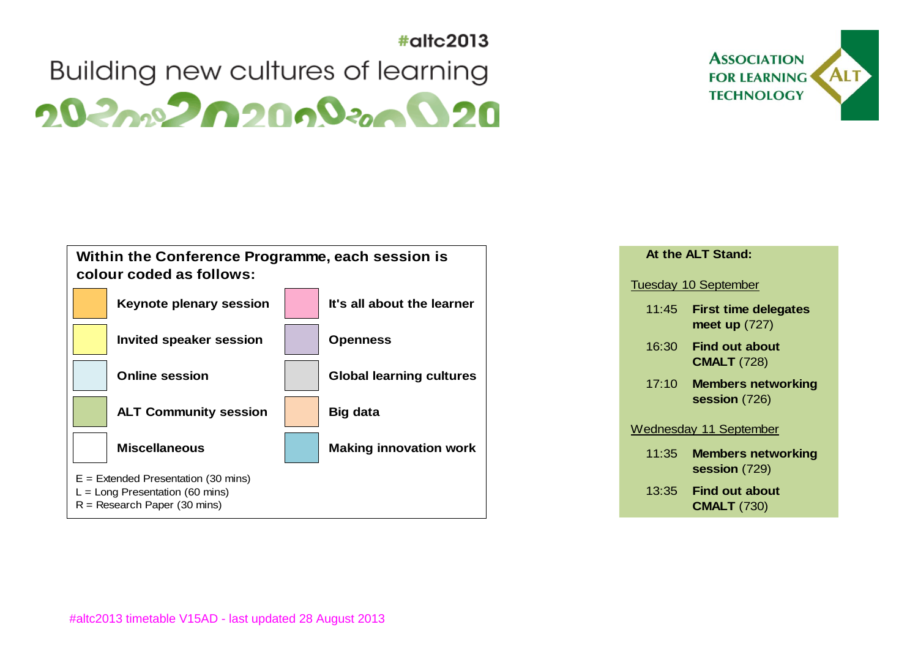#altc2013

# Building new cultures of learning

ASSOCIATION FOR LEARNING TECHNOLOGY

ALT

**Within the Conference Programme, each session is colour coded as follows:**

| Colour | Session type | Colour | Session type |
|---|---|---|---|
| Orange | **Keynote plenary session** | Pink | **It's all about the learner** |
| Yellow | **Invited speaker session** | Lilac | **Openness** |
| Light blue | **Online session** | Grey | **Global learning cultures** |
| Green | **ALT Community session** | Peach | **Big data** |
| White | **Miscellaneous** | Teal | **Making innovation work** |

E = Extended Presentation (30 mins)
L = Long Presentation (60 mins)
R = Research Paper (30 mins)

**At the ALT Stand:**

Tuesday 10 September

| Time | Session |
|---|---|
| 11:45 | **First time delegates meet up** (727) |
| 16:30 | **Find out about CMALT** (728) |
| 17:10 | **Members networking session** (726) |

Wednesday 11 September

| Time | Session |
|---|---|
| 11:35 | **Members networking session** (729) |
| 13:35 | **Find out about CMALT** (730) |

#altc2013 timetable V15AD - last updated 28 August 2013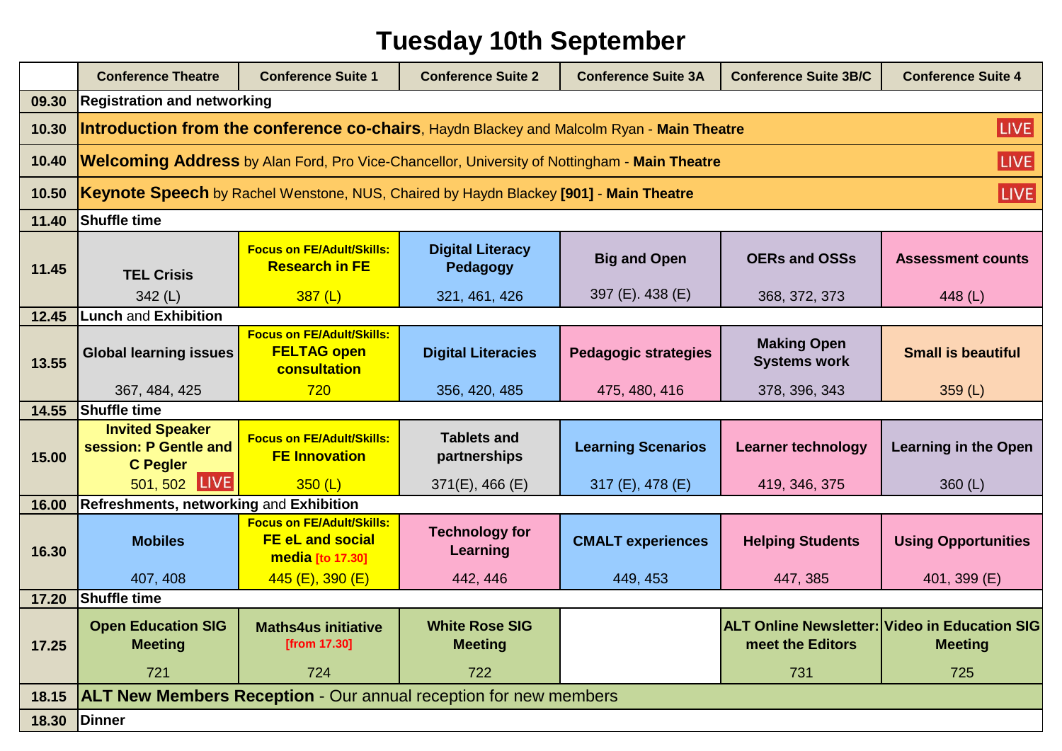# Tuesday 10th September

| | Conference Theatre | Conference Suite 1 | Conference Suite 2 | Conference Suite 3A | Conference Suite 3B/C | Conference Suite 4 |
|---|---|---|---|---|---|---|
| 09.30 | Registration and networking | | | | | |
| 10.30 | **Introduction from the conference co-chairs**, Haydn Blackey and Malcolm Ryan - **Main Theatre** LIVE | | | | | |
| 10.40 | **Welcoming Address** by Alan Ford, Pro Vice-Chancellor, University of Nottingham - **Main Theatre** LIVE | | | | | |
| 10.50 | **Keynote Speech** by Rachel Wenstone, NUS, Chaired by Haydn Blackey **[901]** - **Main Theatre** LIVE | | | | | |
| 11.40 | **Shuffle time** | | | | | |
| 11.45 | **TEL Crisis** 342 (L) | **Focus on FE/Adult/Skills: Research in FE** 387 (L) | **Digital Literacy Pedagogy** 321, 461, 426 | **Big and Open** 397 (E). 438 (E) | **OERs and OSSs** 368, 372, 373 | **Assessment counts** 448 (L) |
| 12.45 | **Lunch** and **Exhibition** | | | | | |
| 13.55 | **Global learning issues** 367, 484, 425 | **Focus on FE/Adult/Skills: FELTAG open consultation** 720 | **Digital Literacies** 356, 420, 485 | **Pedagogic strategies** 475, 480, 416 | **Making Open Systems work** 378, 396, 343 | **Small is beautiful** 359 (L) |
| 14.55 | **Shuffle time** | | | | | |
| 15.00 | **Invited Speaker session: P Gentle and C Pegler** 501, 502 LIVE | **Focus on FE/Adult/Skills: FE Innovation** 350 (L) | **Tablets and partnerships** 371(E), 466 (E) | **Learning Scenarios** 317 (E), 478 (E) | **Learner technology** 419, 346, 375 | **Learning in the Open** 360 (L) |
| 16.00 | **Refreshments, networking** and **Exhibition** | | | | | |
| 16.30 | **Mobiles** 407, 408 | **Focus on FE/Adult/Skills: FE eL and social media** [to 17.30] 445 (E), 390 (E) | **Technology for Learning** 442, 446 | **CMALT experiences** 449, 453 | **Helping Students** 447, 385 | **Using Opportunities** 401, 399 (E) |
| 17.20 | **Shuffle time** | | | | | |
| 17.25 | **Open Education SIG Meeting** 721 | **Maths4us initiative** [from 17.30] 724 | **White Rose SIG Meeting** 722 | | **ALT Online Newsletter: meet the Editors** 731 | **Video in Education SIG Meeting** 725 |
| 18.15 | **ALT New Members Reception** - Our annual reception for new members | | | | | |
| 18.30 | **Dinner** | | | | | |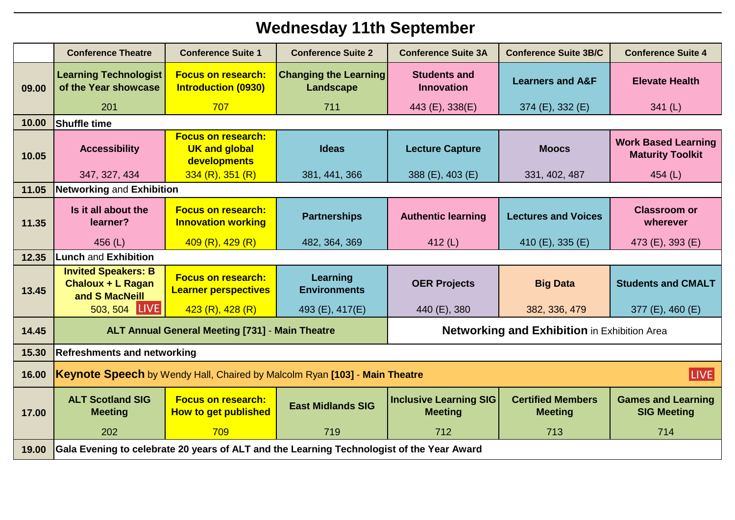# Wednesday 11th September

| | Conference Theatre | Conference Suite 1 | Conference Suite 2 | Conference Suite 3A | Conference Suite 3B/C | Conference Suite 4 |
|---|---|---|---|---|---|---|
| **09.00** | **Learning Technologist of the Year showcase** 201 | **Focus on research: Introduction (0930)** 707 | **Changing the Learning Landscape** 711 | **Students and Innovation** 443 (E), 338(E) | **Learners and A&F** 374 (E), 332 (E) | **Elevate Health** 341 (L) |
| **10.00** | **Shuffle time** | | | | | |
| **10.05** | **Accessibility** 347, 327, 434 | **Focus on research: UK and global developments** 334 (R), 351 (R) | **Ideas** 381, 441, 366 | **Lecture Capture** 388 (E), 403 (E) | **Moocs** 331, 402, 487 | **Work Based Learning Maturity Toolkit** 454 (L) |
| **11.05** | **Networking** and **Exhibition** | | | | | |
| **11.35** | **Is it all about the learner?** 456 (L) | **Focus on research: Innovation working** 409 (R), 429 (R) | **Partnerships** 482, 364, 369 | **Authentic learning** 412 (L) | **Lectures and Voices** 410 (E), 335 (E) | **Classroom or wherever** 473 (E), 393 (E) |
| **12.35** | **Lunch** and **Exhibition** | | | | | |
| **13.45** | **Invited Speakers: B Chaloux + L Ragan and S MacNeill** 503, 504 LIVE | **Focus on research: Learner perspectives** 423 (R), 428 (R) | **Learning Environments** 493 (E), 417(E) | **OER Projects** 440 (E), 380 | **Big Data** 382, 336, 479 | **Students and CMALT** 377 (E), 460 (E) |
| **14.45** | **ALT Annual General Meeting [731]** - **Main Theatre** | | | **Networking and Exhibition** in Exhibition Area | | |
| **15.30** | **Refreshments and networking** | | | | | |
| **16.00** | **Keynote Speech** by Wendy Hall, Chaired by Malcolm Ryan **[103]** - **Main Theatre** LIVE | | | | | |
| **17.00** | **ALT Scotland SIG Meeting** 202 | **Focus on research: How to get published** 709 | **East Midlands SIG** 719 | **Inclusive Learning SIG Meeting** 712 | **Certified Members Meeting** 713 | **Games and Learning SIG Meeting** 714 |
| **19.00** | **Gala Evening to celebrate 20 years of ALT and the Learning Technologist of the Year Award** | | | | | |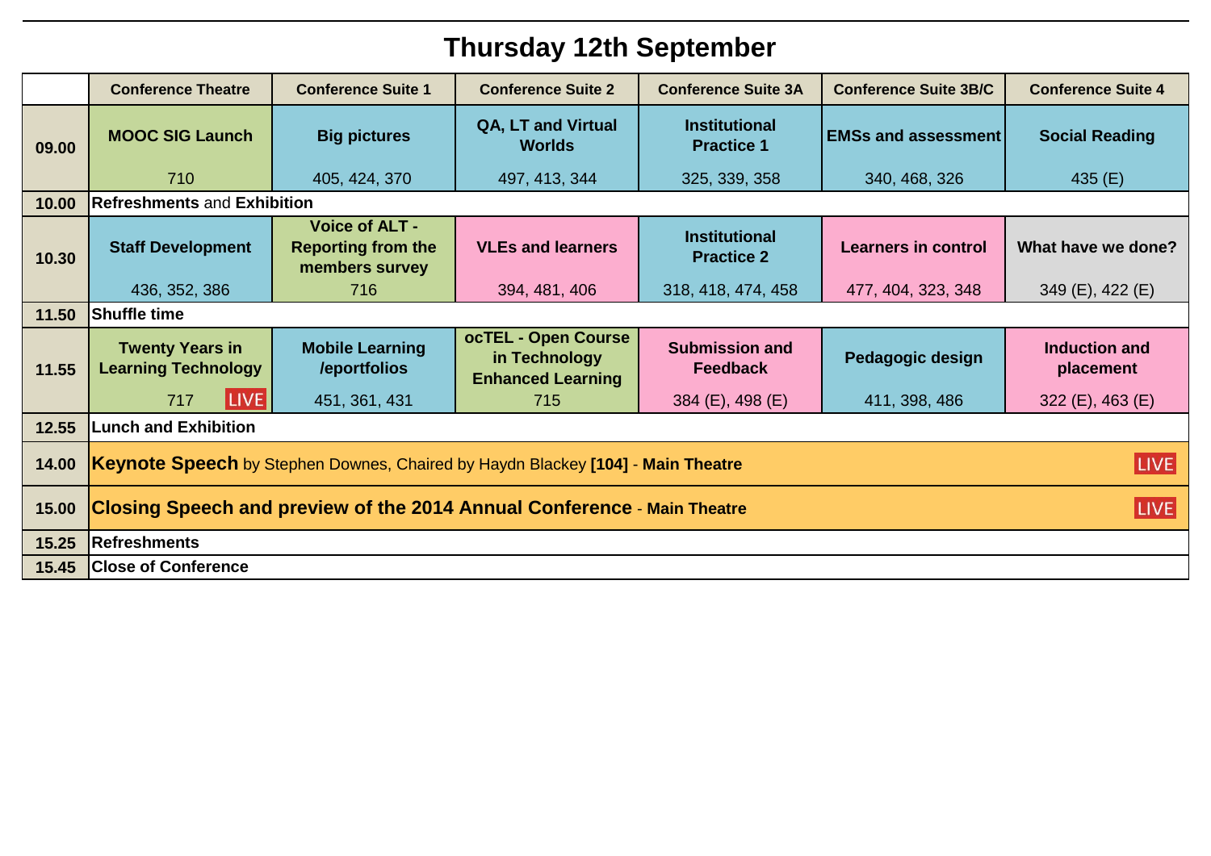# Thursday 12th September

| | Conference Theatre | Conference Suite 1 | Conference Suite 2 | Conference Suite 3A | Conference Suite 3B/C | Conference Suite 4 |
|---|---|---|---|---|---|---|
| **09.00** | **MOOC SIG Launch** 710 | **Big pictures** 405, 424, 370 | **QA, LT and Virtual Worlds** 497, 413, 344 | **Institutional Practice 1** 325, 339, 358 | **EMSs and assessment** 340, 468, 326 | **Social Reading** 435 (E) |
| **10.00** | **Refreshments** and **Exhibition** | | | | | |
| **10.30** | **Staff Development** 436, 352, 386 | **Voice of ALT - Reporting from the members survey** 716 | **VLEs and learners** 394, 481, 406 | **Institutional Practice 2** 318, 418, 474, 458 | **Learners in control** 477, 404, 323, 348 | **What have we done?** 349 (E), 422 (E) |
| **11.50** | **Shuffle time** | | | | | |
| **11.55** | **Twenty Years in Learning Technology** 717 LIVE | **Mobile Learning /eportfolios** 451, 361, 431 | **ocTEL - Open Course in Technology Enhanced Learning** 715 | **Submission and Feedback** 384 (E), 498 (E) | **Pedagogic design** 411, 398, 486 | **Induction and placement** 322 (E), 463 (E) |
| **12.55** | **Lunch and Exhibition** | | | | | |
| **14.00** | **Keynote Speech** by Stephen Downes, Chaired by Haydn Blackey **[104]** - **Main Theatre** LIVE | | | | | |
| **15.00** | **Closing Speech and preview of the 2014 Annual Conference** - **Main Theatre** LIVE | | | | | |
| **15.25** | **Refreshments** | | | | | |
| **15.45** | **Close of Conference** | | | | | |